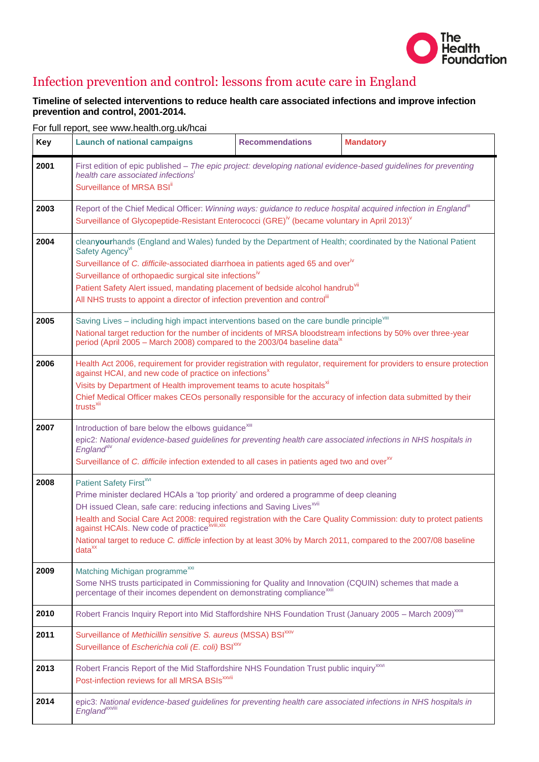# Infection prevention and control: lessons from acute care in England

**Timeline of selected interventions to reduce health care associated infections and improve infection prevention and control, 2001-2014.**

For full report, see www.health.org.uk/hcai

| Key | Launch of national campaigns | Recommendations | Mandatory |
|---|---|---|---|
| **2001** | First edition of epic published – *The epic project: developing national evidence-based guidelines for preventing health care associated infections*[i]<br>Surveillance of MRSA BSI[ii] | | |
| **2003** | Report of the Chief Medical Officer: *Winning ways: guidance to reduce hospital acquired infection in England*[iii]<br>Surveillance of Glycopeptide-Resistant Enterococci (GRE)[iv] (became voluntary in April 2013)[v] | | |
| **2004** | clean**your**hands (England and Wales) funded by the Department of Health; coordinated by the National Patient Safety Agency[vi]<br>Surveillance of *C. difficile*-associated diarrhoea in patients aged 65 and over[iv]<br>Surveillance of orthopaedic surgical site infections[iv]<br>Patient Safety Alert issued, mandating placement of bedside alcohol handrub[vii]<br>All NHS trusts to appoint a director of infection prevention and control[iii] | | |
| **2005** | Saving Lives – including high impact interventions based on the care bundle principle[viii]<br>National target reduction for the number of incidents of MRSA bloodstream infections by 50% over three-year period (April 2005 – March 2008) compared to the 2003/04 baseline data[ix] | | |
| **2006** | Health Act 2006, requirement for provider registration with regulator, requirement for providers to ensure protection against HCAI, and new code of practice on infections[x]<br>Visits by Department of Health improvement teams to acute hospitals[xi]<br>Chief Medical Officer makes CEOs personally responsible for the accuracy of infection data submitted by their trusts[xii] | | |
| **2007** | Introduction of bare below the elbows guidance[xiii]<br>epic2: *National evidence-based guidelines for preventing health care associated infections in NHS hospitals in England*[xiv]<br>Surveillance of *C. difficile* infection extended to all cases in patients aged two and over[xv] | | |
| **2008** | Patient Safety First[xvi]<br>Prime minister declared HCAIs a 'top priority' and ordered a programme of deep cleaning<br>DH issued Clean, safe care: reducing infections and Saving Lives[xvii]<br>Health and Social Care Act 2008: required registration with the Care Quality Commission: duty to protect patients against HCAIs. New code of practice[xviii,xix]<br>National target to reduce *C. difficile* infection by at least 30% by March 2011, compared to the 2007/08 baseline data[xx] | | |
| **2009** | Matching Michigan programme[xxi]<br>Some NHS trusts participated in Commissioning for Quality and Innovation (CQUIN) schemes that made a percentage of their incomes dependent on demonstrating compliance[xxii] | | |
| **2010** | Robert Francis Inquiry Report into Mid Staffordshire NHS Foundation Trust (January 2005 – March 2009)[xxiii] | | |
| **2011** | Surveillance of *Methicillin sensitive S. aureus* (MSSA) BSI[xxiv]<br>Surveillance of *Escherichia coli (E. coli)* BSI[xxv] | | |
| **2013** | Robert Francis Report of the Mid Staffordshire NHS Foundation Trust public inquiry[xxvi]<br>Post-infection reviews for all MRSA BSIs[xxvii] | | |
| **2014** | epic3: *National evidence-based guidelines for preventing health care associated infections in NHS hospitals in England*[xxviii] | | |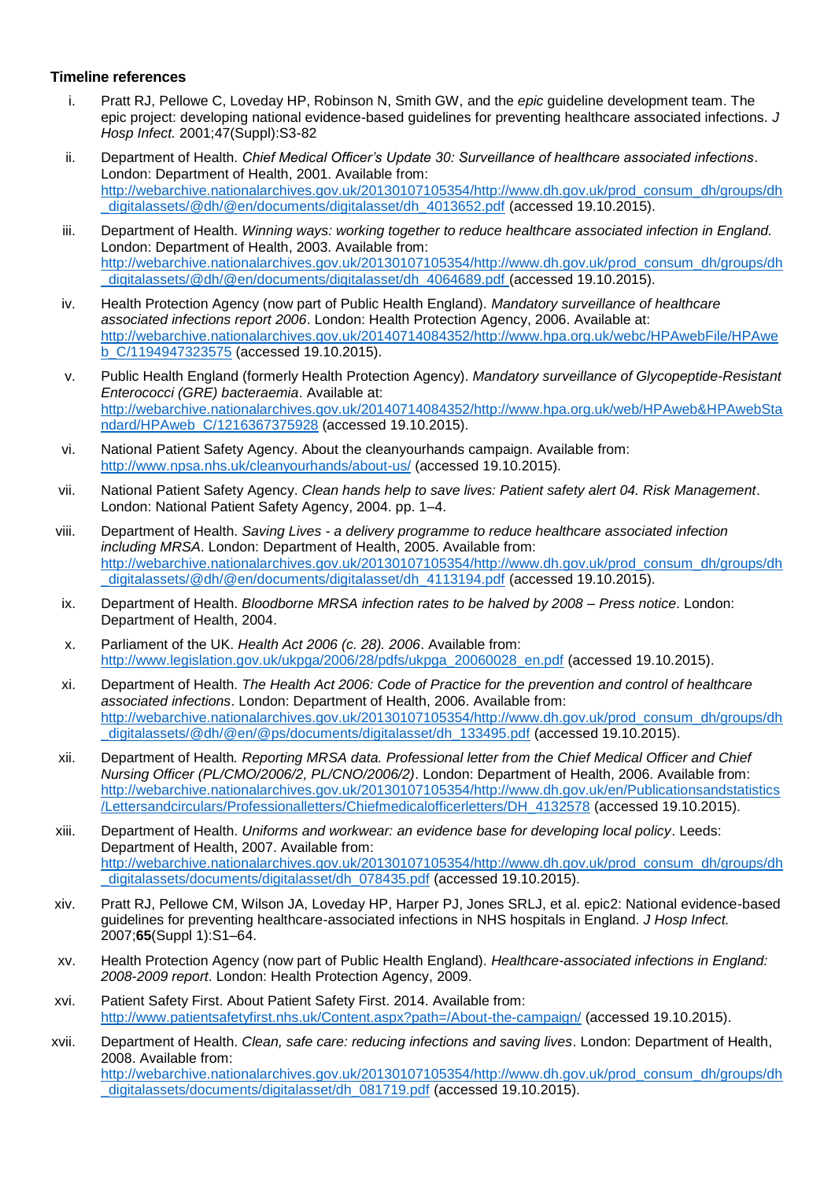### Timeline references

i. Pratt RJ, Pellowe C, Loveday HP, Robinson N, Smith GW, and the *epic* guideline development team. The epic project: developing national evidence-based guidelines for preventing healthcare associated infections. *J Hosp Infect.* 2001;47(Suppl):S3-82

ii. Department of Health. *Chief Medical Officer's Update 30: Surveillance of healthcare associated infections*. London: Department of Health, 2001. Available from: http://webarchive.nationalarchives.gov.uk/20130107105354/http://www.dh.gov.uk/prod_consum_dh/groups/dh_digitalassets/@dh/@en/documents/digitalasset/dh_4013652.pdf (accessed 19.10.2015).

iii. Department of Health. *Winning ways: working together to reduce healthcare associated infection in England.* London: Department of Health, 2003. Available from: http://webarchive.nationalarchives.gov.uk/20130107105354/http://www.dh.gov.uk/prod_consum_dh/groups/dh_digitalassets/@dh/@en/documents/digitalasset/dh_4064689.pdf (accessed 19.10.2015).

iv. Health Protection Agency (now part of Public Health England). *Mandatory surveillance of healthcare associated infections report 2006*. London: Health Protection Agency, 2006. Available at: http://webarchive.nationalarchives.gov.uk/20140714084352/http://www.hpa.org.uk/webc/HPAwebFile/HPAweb_C/1194947323575 (accessed 19.10.2015).

v. Public Health England (formerly Health Protection Agency). *Mandatory surveillance of Glycopeptide-Resistant Enterococci (GRE) bacteraemia*. Available at: http://webarchive.nationalarchives.gov.uk/20140714084352/http://www.hpa.org.uk/web/HPAweb&HPAwebStandard/HPAweb_C/1216367375928 (accessed 19.10.2015).

vi. National Patient Safety Agency. About the cleanyourhands campaign. Available from: http://www.npsa.nhs.uk/cleanyourhands/about-us/ (accessed 19.10.2015).

vii. National Patient Safety Agency. *Clean hands help to save lives: Patient safety alert 04. Risk Management*. London: National Patient Safety Agency, 2004. pp. 1–4.

viii. Department of Health. *Saving Lives - a delivery programme to reduce healthcare associated infection including MRSA*. London: Department of Health, 2005. Available from: http://webarchive.nationalarchives.gov.uk/20130107105354/http://www.dh.gov.uk/prod_consum_dh/groups/dh_digitalassets/@dh/@en/documents/digitalasset/dh_4113194.pdf (accessed 19.10.2015).

ix. Department of Health. *Bloodborne MRSA infection rates to be halved by 2008 – Press notice*. London: Department of Health, 2004.

x. Parliament of the UK. *Health Act 2006 (c. 28). 2006*. Available from: http://www.legislation.gov.uk/ukpga/2006/28/pdfs/ukpga_20060028_en.pdf (accessed 19.10.2015).

xi. Department of Health. *The Health Act 2006: Code of Practice for the prevention and control of healthcare associated infections*. London: Department of Health, 2006. Available from: http://webarchive.nationalarchives.gov.uk/20130107105354/http://www.dh.gov.uk/prod_consum_dh/groups/dh_digitalassets/@dh/@en/@ps/documents/digitalasset/dh_133495.pdf (accessed 19.10.2015).

xii. Department of Health*. Reporting MRSA data. Professional letter from the Chief Medical Officer and Chief Nursing Officer (PL/CMO/2006/2, PL/CNO/2006/2)*. London: Department of Health, 2006. Available from: http://webarchive.nationalarchives.gov.uk/20130107105354/http://www.dh.gov.uk/en/Publicationsandstatistics/Lettersandcirculars/Professionalletters/Chiefmedicalofficerletters/DH_4132578 (accessed 19.10.2015).

xiii. Department of Health. *Uniforms and workwear: an evidence base for developing local policy*. Leeds: Department of Health, 2007. Available from: http://webarchive.nationalarchives.gov.uk/20130107105354/http://www.dh.gov.uk/prod_consum_dh/groups/dh_digitalassets/documents/digitalasset/dh_078435.pdf (accessed 19.10.2015).

xiv. Pratt RJ, Pellowe CM, Wilson JA, Loveday HP, Harper PJ, Jones SRLJ, et al. epic2: National evidence-based guidelines for preventing healthcare-associated infections in NHS hospitals in England. *J Hosp Infect.* 2007;**65**(Suppl 1):S1–64.

xv. Health Protection Agency (now part of Public Health England). *Healthcare-associated infections in England: 2008-2009 report*. London: Health Protection Agency, 2009.

xvi. Patient Safety First. About Patient Safety First. 2014. Available from: http://www.patientsafetyfirst.nhs.uk/Content.aspx?path=/About-the-campaign/ (accessed 19.10.2015).

xvii. Department of Health. *Clean, safe care: reducing infections and saving lives*. London: Department of Health, 2008. Available from: http://webarchive.nationalarchives.gov.uk/20130107105354/http://www.dh.gov.uk/prod_consum_dh/groups/dh_digitalassets/documents/digitalasset/dh_081719.pdf (accessed 19.10.2015).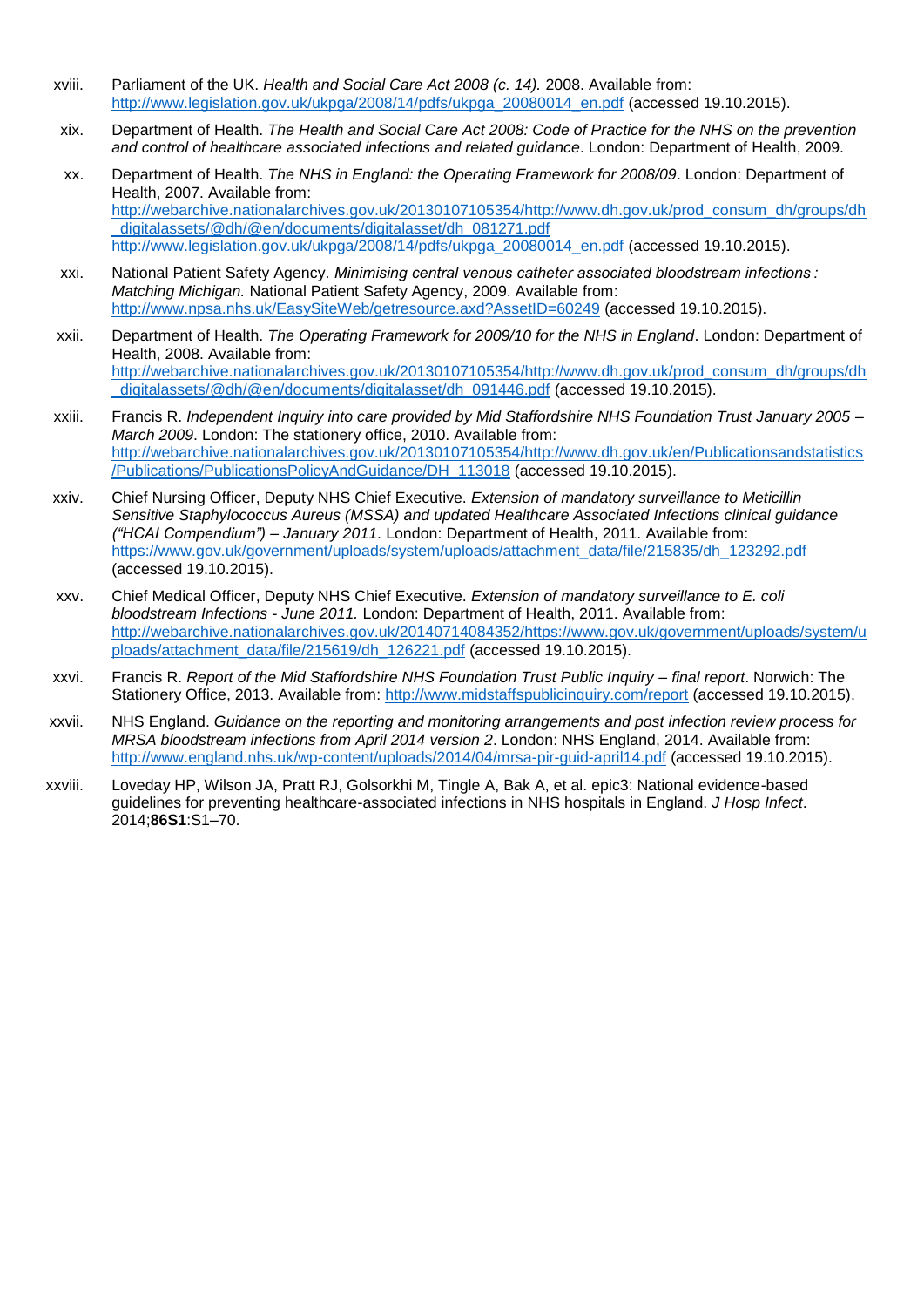xviii. Parliament of the UK. *Health and Social Care Act 2008 (c. 14).* 2008. Available from: http://www.legislation.gov.uk/ukpga/2008/14/pdfs/ukpga_20080014_en.pdf (accessed 19.10.2015).

xix. Department of Health. *The Health and Social Care Act 2008: Code of Practice for the NHS on the prevention and control of healthcare associated infections and related guidance*. London: Department of Health, 2009.

xx. Department of Health. *The NHS in England: the Operating Framework for 2008/09*. London: Department of Health, 2007. Available from: http://webarchive.nationalarchives.gov.uk/20130107105354/http://www.dh.gov.uk/prod_consum_dh/groups/dh_digitalassets/@dh/@en/documents/digitalasset/dh_081271.pdf http://www.legislation.gov.uk/ukpga/2008/14/pdfs/ukpga_20080014_en.pdf (accessed 19.10.2015).

xxi. National Patient Safety Agency. *Minimising central venous catheter associated bloodstream infections : Matching Michigan.* National Patient Safety Agency, 2009. Available from: http://www.npsa.nhs.uk/EasySiteWeb/getresource.axd?AssetID=60249 (accessed 19.10.2015).

xxii. Department of Health. *The Operating Framework for 2009/10 for the NHS in England*. London: Department of Health, 2008. Available from: http://webarchive.nationalarchives.gov.uk/20130107105354/http://www.dh.gov.uk/prod_consum_dh/groups/dh_digitalassets/@dh/@en/documents/digitalasset/dh_091446.pdf (accessed 19.10.2015).

xxiii. Francis R. *Independent Inquiry into care provided by Mid Staffordshire NHS Foundation Trust January 2005 – March 2009*. London: The stationery office, 2010. Available from: http://webarchive.nationalarchives.gov.uk/20130107105354/http://www.dh.gov.uk/en/Publicationsandstatistics/Publications/PublicationsPolicyAndGuidance/DH_113018 (accessed 19.10.2015).

xxiv. Chief Nursing Officer, Deputy NHS Chief Executive. *Extension of mandatory surveillance to Meticillin Sensitive Staphylococcus Aureus (MSSA) and updated Healthcare Associated Infections clinical guidance ("HCAI Compendium") – January 2011*. London: Department of Health, 2011. Available from: https://www.gov.uk/government/uploads/system/uploads/attachment_data/file/215835/dh_123292.pdf (accessed 19.10.2015).

xxv. Chief Medical Officer, Deputy NHS Chief Executive. *Extension of mandatory surveillance to E. coli bloodstream Infections - June 2011.* London: Department of Health, 2011. Available from: http://webarchive.nationalarchives.gov.uk/20140714084352/https://www.gov.uk/government/uploads/system/uploads/attachment_data/file/215619/dh_126221.pdf (accessed 19.10.2015).

xxvi. Francis R. *Report of the Mid Staffordshire NHS Foundation Trust Public Inquiry – final report*. Norwich: The Stationery Office, 2013. Available from: http://www.midstaffspublicinquiry.com/report (accessed 19.10.2015).

xxvii. NHS England. *Guidance on the reporting and monitoring arrangements and post infection review process for MRSA bloodstream infections from April 2014 version 2*. London: NHS England, 2014. Available from: http://www.england.nhs.uk/wp-content/uploads/2014/04/mrsa-pir-guid-april14.pdf (accessed 19.10.2015).

xxviii. Loveday HP, Wilson JA, Pratt RJ, Golsorkhi M, Tingle A, Bak A, et al. epic3: National evidence-based guidelines for preventing healthcare-associated infections in NHS hospitals in England. *J Hosp Infect*. 2014;**86S1**:S1–70.